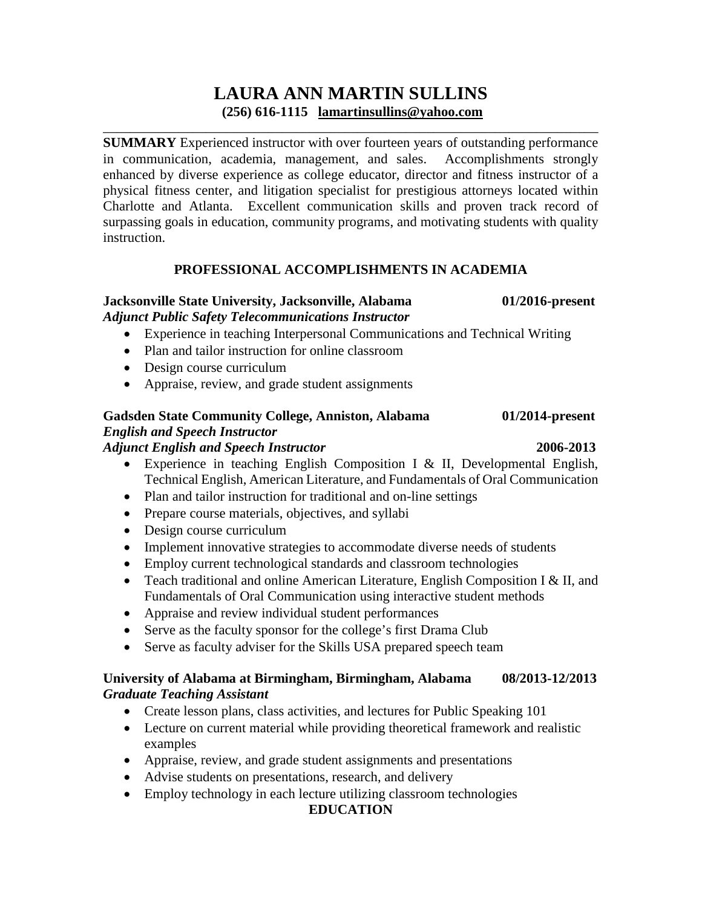# LAURA ANN MARTIN SULLINS

**(256) 616-1115 lamartinsullins@yahoo.com**

---

**SUMMARY** Experienced instructor with over fourteen years of outstanding performance in communication, academia, management, and sales. Accomplishments strongly enhanced by diverse experience as college educator, director and fitness instructor of a physical fitness center, and litigation specialist for prestigious attorneys located within Charlotte and Atlanta. Excellent communication skills and proven track record of surpassing goals in education, community programs, and motivating students with quality instruction.

## PROFESSIONAL ACCOMPLISHMENTS IN ACADEMIA

**Jacksonville State University, Jacksonville, Alabama — 01/2016-present**
***Adjunct Public Safety Telecommunications Instructor***

- Experience in teaching Interpersonal Communications and Technical Writing
- Plan and tailor instruction for online classroom
- Design course curriculum
- Appraise, review, and grade student assignments

**Gadsden State Community College, Anniston, Alabama — 01/2014-present**
***English and Speech Instructor***
***Adjunct English and Speech Instructor*** **2006-2013**

- Experience in teaching English Composition I & II, Developmental English, Technical English, American Literature, and Fundamentals of Oral Communication
- Plan and tailor instruction for traditional and on-line settings
- Prepare course materials, objectives, and syllabi
- Design course curriculum
- Implement innovative strategies to accommodate diverse needs of students
- Employ current technological standards and classroom technologies
- Teach traditional and online American Literature, English Composition I & II, and Fundamentals of Oral Communication using interactive student methods
- Appraise and review individual student performances
- Serve as the faculty sponsor for the college's first Drama Club
- Serve as faculty adviser for the Skills USA prepared speech team

**University of Alabama at Birmingham, Birmingham, Alabama — 08/2013-12/2013**
***Graduate Teaching Assistant***

- Create lesson plans, class activities, and lectures for Public Speaking 101
- Lecture on current material while providing theoretical framework and realistic examples
- Appraise, review, and grade student assignments and presentations
- Advise students on presentations, research, and delivery
- Employ technology in each lecture utilizing classroom technologies

## EDUCATION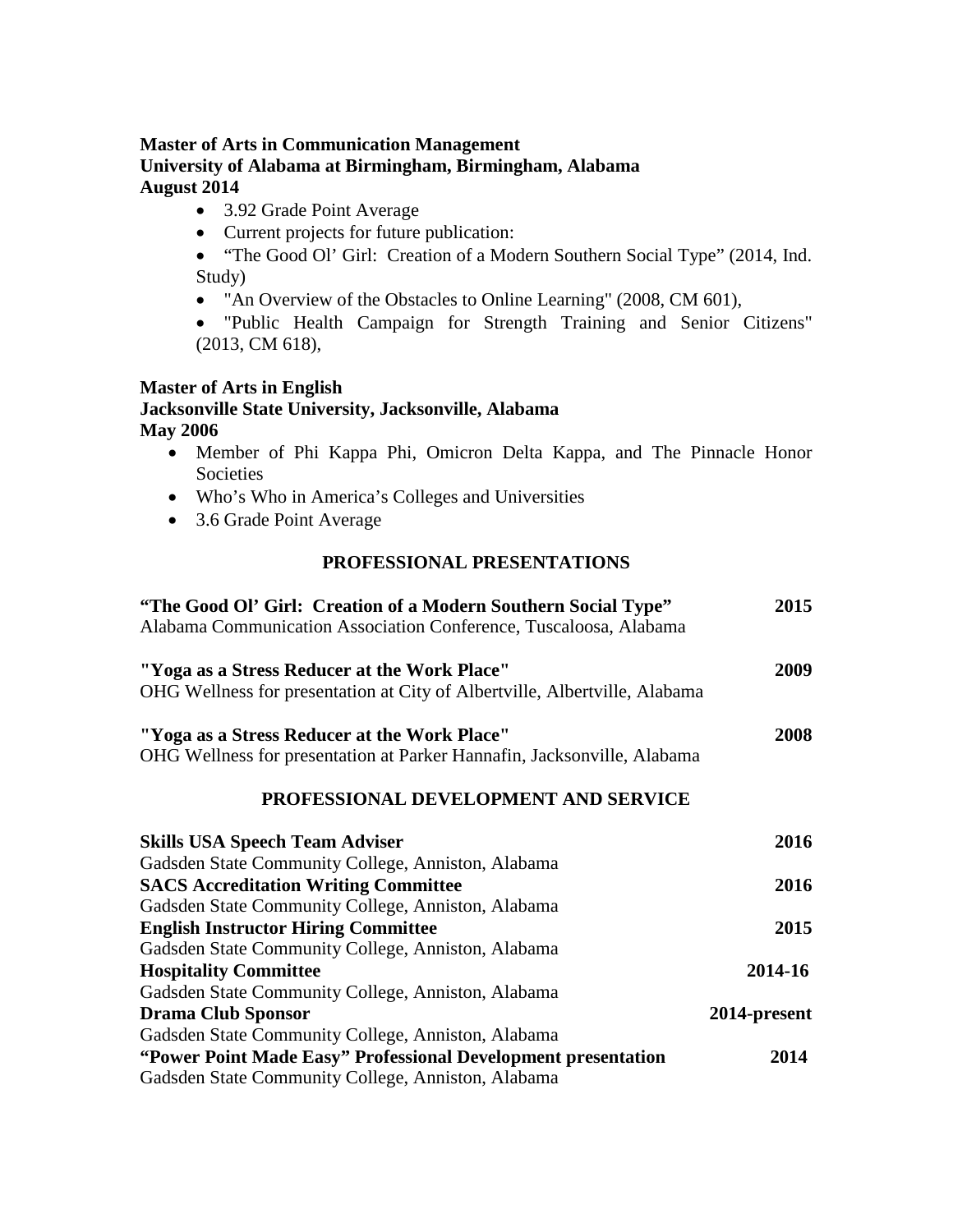**Master of Arts in Communication Management**
**University of Alabama at Birmingham, Birmingham, Alabama**
**August 2014**

- 3.92 Grade Point Average
- Current projects for future publication:
- "The Good Ol' Girl: Creation of a Modern Southern Social Type" (2014, Ind. Study)
- "An Overview of the Obstacles to Online Learning" (2008, CM 601),
- "Public Health Campaign for Strength Training and Senior Citizens" (2013, CM 618),

**Master of Arts in English**
**Jacksonville State University, Jacksonville, Alabama**
**May 2006**

- Member of Phi Kappa Phi, Omicron Delta Kappa, and The Pinnacle Honor Societies
- Who's Who in America's Colleges and Universities
- 3.6 Grade Point Average

## PROFESSIONAL PRESENTATIONS

**"The Good Ol' Girl: Creation of a Modern Southern Social Type"** **2015**
Alabama Communication Association Conference, Tuscaloosa, Alabama

**"Yoga as a Stress Reducer at the Work Place"** **2009**
OHG Wellness for presentation at City of Albertville, Albertville, Alabama

**"Yoga as a Stress Reducer at the Work Place"** **2008**
OHG Wellness for presentation at Parker Hannafin, Jacksonville, Alabama

## PROFESSIONAL DEVELOPMENT AND SERVICE

**Skills USA Speech Team Adviser** **2016**
Gadsden State Community College, Anniston, Alabama

**SACS Accreditation Writing Committee** **2016**
Gadsden State Community College, Anniston, Alabama

**English Instructor Hiring Committee** **2015**
Gadsden State Community College, Anniston, Alabama

**Hospitality Committee** **2014-16**
Gadsden State Community College, Anniston, Alabama

**Drama Club Sponsor** **2014-present**
Gadsden State Community College, Anniston, Alabama

**"Power Point Made Easy" Professional Development presentation** **2014**
Gadsden State Community College, Anniston, Alabama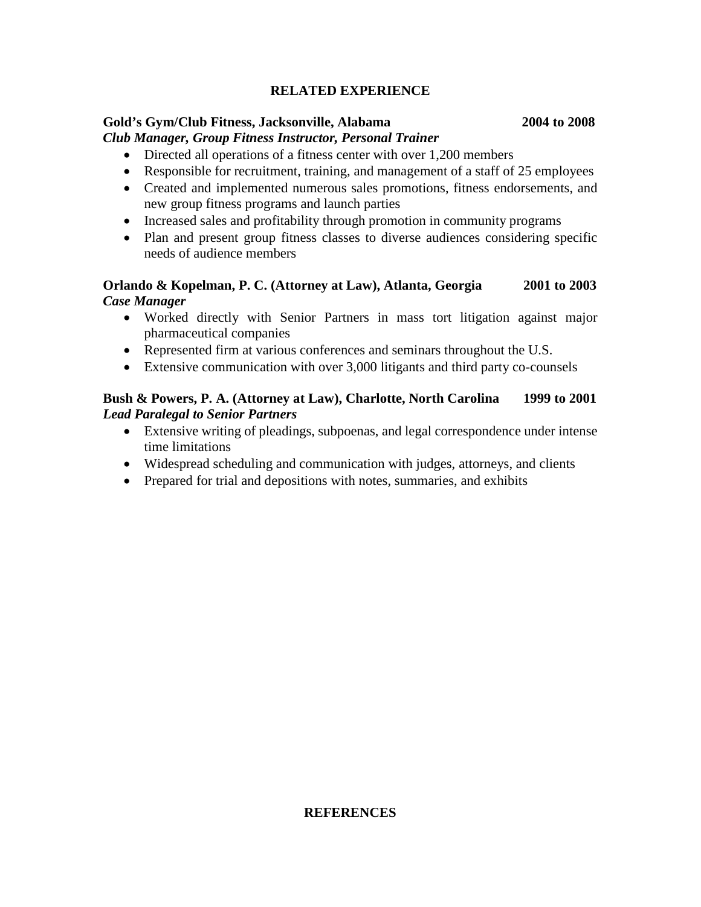## RELATED EXPERIENCE

**Gold's Gym/Club Fitness, Jacksonville, Alabama** **2004 to 2008**
***Club Manager, Group Fitness Instructor, Personal Trainer***

- Directed all operations of a fitness center with over 1,200 members
- Responsible for recruitment, training, and management of a staff of 25 employees
- Created and implemented numerous sales promotions, fitness endorsements, and new group fitness programs and launch parties
- Increased sales and profitability through promotion in community programs
- Plan and present group fitness classes to diverse audiences considering specific needs of audience members

**Orlando & Kopelman, P. C. (Attorney at Law), Atlanta, Georgia** **2001 to 2003**
***Case Manager***

- Worked directly with Senior Partners in mass tort litigation against major pharmaceutical companies
- Represented firm at various conferences and seminars throughout the U.S.
- Extensive communication with over 3,000 litigants and third party co-counsels

**Bush & Powers, P. A. (Attorney at Law), Charlotte, North Carolina** **1999 to 2001**
***Lead Paralegal to Senior Partners***

- Extensive writing of pleadings, subpoenas, and legal correspondence under intense time limitations
- Widespread scheduling and communication with judges, attorneys, and clients
- Prepared for trial and depositions with notes, summaries, and exhibits

## REFERENCES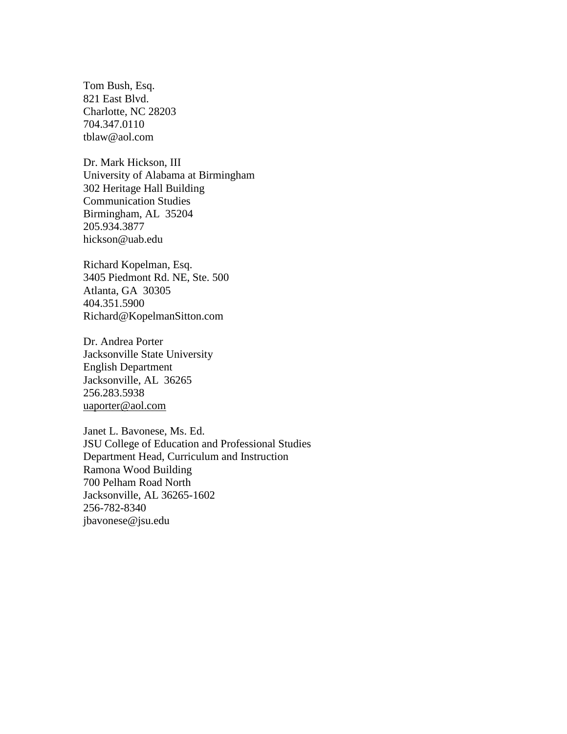Tom Bush, Esq.
821 East Blvd.
Charlotte, NC 28203
704.347.0110
tblaw@aol.com

Dr. Mark Hickson, III
University of Alabama at Birmingham
302 Heritage Hall Building
Communication Studies
Birmingham, AL 35204
205.934.3877
hickson@uab.edu

Richard Kopelman, Esq.
3405 Piedmont Rd. NE, Ste. 500
Atlanta, GA 30305
404.351.5900
Richard@KopelmanSitton.com

Dr. Andrea Porter
Jacksonville State University
English Department
Jacksonville, AL 36265
256.283.5938
uaporter@aol.com

Janet L. Bavonese, Ms. Ed.
JSU College of Education and Professional Studies
Department Head, Curriculum and Instruction
Ramona Wood Building
700 Pelham Road North
Jacksonville, AL 36265-1602
256-782-8340
jbavonese@jsu.edu